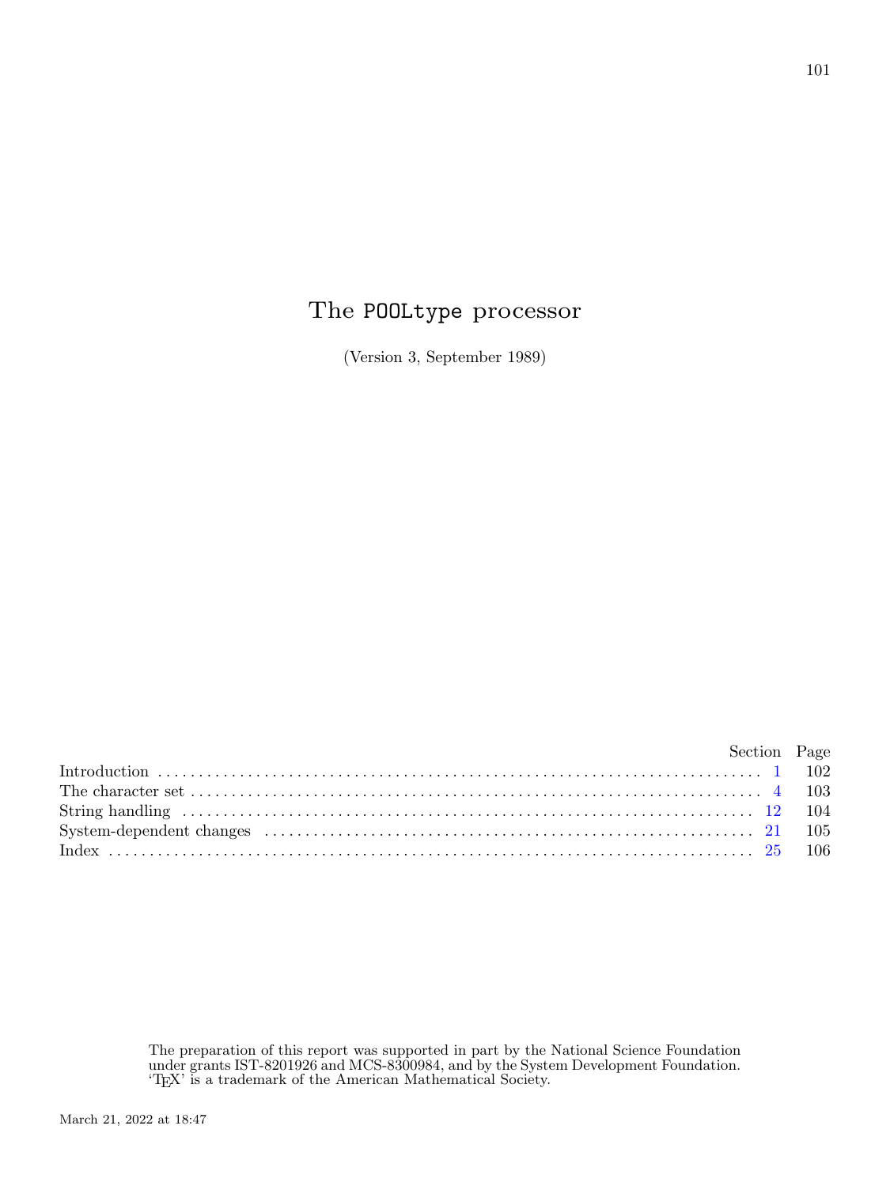# The POOLtype processor

(Version 3, September 1989)

| | Section | Page |
|---|---|---|
| Introduction | 1 | 102 |
| The character set | 4 | 103 |
| String handling | 12 | 104 |
| System-dependent changes | 21 | 105 |
| Index | 25 | 106 |

The preparation of this report was supported in part by the National Science Foundation under grants IST-8201926 and MCS-8300984, and by the System Development Foundation. 'TEX' is a trademark of the American Mathematical Society.

March 21, 2022 at 18:47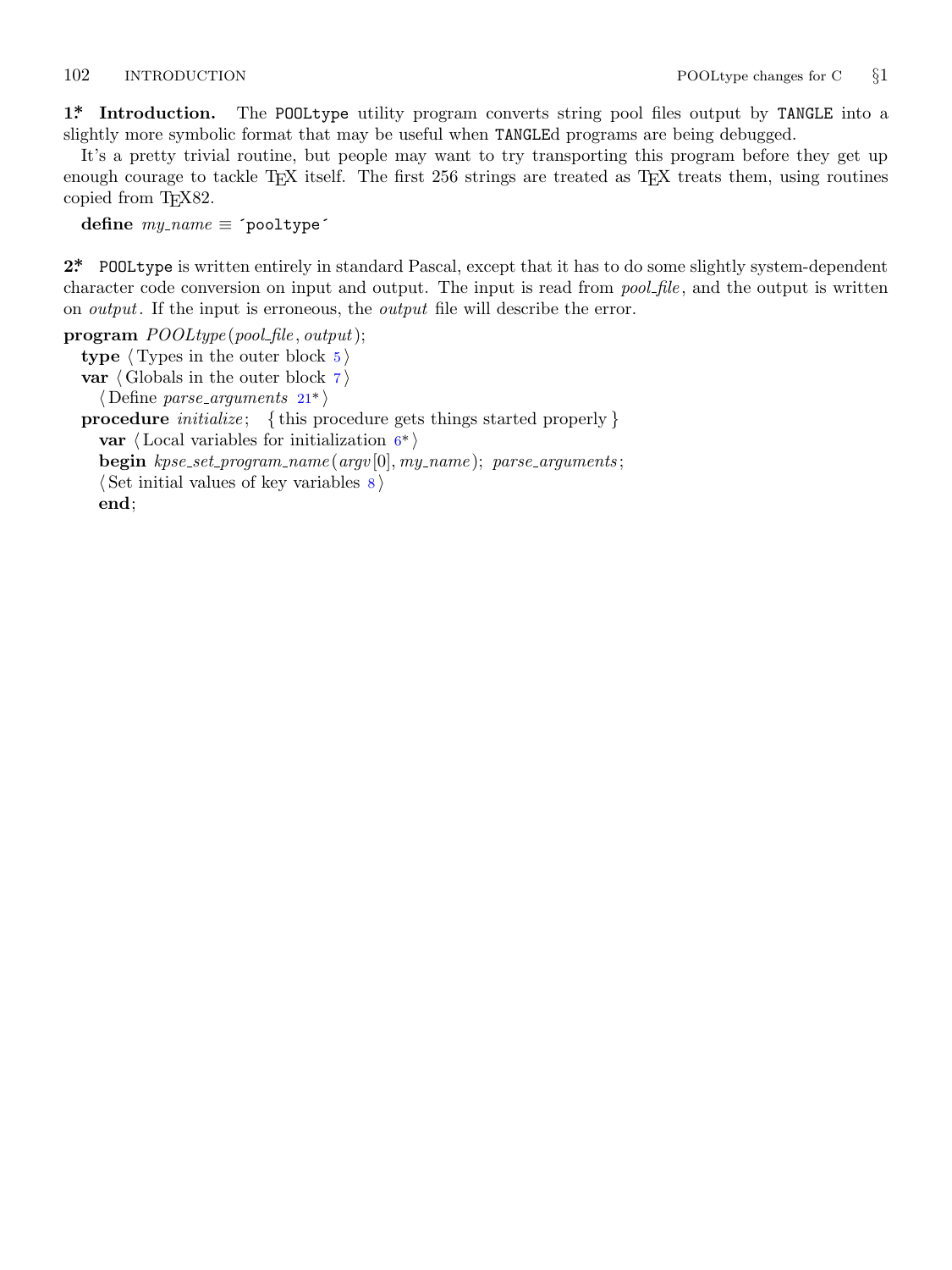**1\* Introduction.** The `POOLtype` utility program converts string pool files output by `TANGLE` into a slightly more symbolic format that may be useful when `TANGLE`d programs are being debugged.

It's a pretty trivial routine, but people may want to try transporting this program before they get up enough courage to tackle TeX itself. The first 256 strings are treated as TeX treats them, using routines copied from TeX82.

**define** *my_name* ≡ ´`pooltype`´

**2\*** `POOLtype` is written entirely in standard Pascal, except that it has to do some slightly system-dependent character code conversion on input and output. The input is read from *pool_file*, and the output is written on *output*. If the input is erroneous, the *output* file will describe the error.

**program** *POOLtype*(*pool_file*, *output*);
  **type** ⟨ Types in the outer block 5 ⟩
  **var** ⟨ Globals in the outer block 7 ⟩
    ⟨ Define *parse_arguments* 21\* ⟩
  **procedure** *initialize*;   { this procedure gets things started properly }
    **var** ⟨ Local variables for initialization 6\* ⟩
    **begin** *kpse_set_program_name*(*argv*[0], *my_name*); *parse_arguments*;
    ⟨ Set initial values of key variables 8 ⟩
    **end**;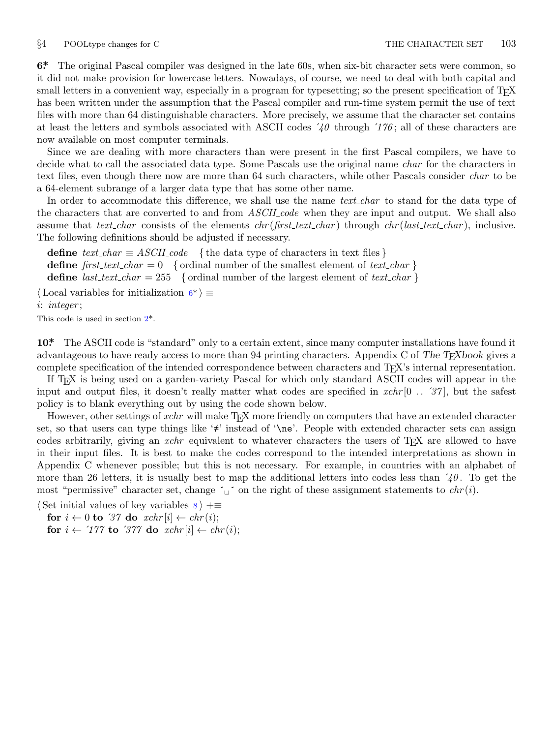**6\*** The original Pascal compiler was designed in the late 60s, when six-bit character sets were common, so it did not make provision for lowercase letters. Nowadays, of course, we need to deal with both capital and small letters in a convenient way, especially in a program for typesetting; so the present specification of TeX has been written under the assumption that the Pascal compiler and run-time system permit the use of text files with more than 64 distinguishable characters. More precisely, we assume that the character set contains at least the letters and symbols associated with ASCII codes ´40 through ´176; all of these characters are now available on most computer terminals.

Since we are dealing with more characters than were present in the first Pascal compilers, we have to decide what to call the associated data type. Some Pascals use the original name *char* for the characters in text files, even though there now are more than 64 such characters, while other Pascals consider *char* to be a 64-element subrange of a larger data type that has some other name.

In order to accommodate this difference, we shall use the name *text_char* to stand for the data type of the characters that are converted to and from *ASCII_code* when they are input and output. We shall also assume that *text_char* consists of the elements *chr*(*first_text_char*) through *chr*(*last_text_char*), inclusive. The following definitions should be adjusted if necessary.

**define** *text_char* ≡ *ASCII_code* { the data type of characters in text files }
**define** *first_text_char* = 0 { ordinal number of the smallest element of *text_char* }
**define** *last_text_char* = 255 { ordinal number of the largest element of *text_char* }

⟨ Local variables for initialization 6\* ⟩ ≡
*i*: *integer*;

This code is used in section 2\*.

**10\*** The ASCII code is "standard" only to a certain extent, since many computer installations have found it advantageous to have ready access to more than 94 printing characters. Appendix C of *The TeXbook* gives a complete specification of the intended correspondence between characters and TeX's internal representation.

If TeX is being used on a garden-variety Pascal for which only standard ASCII codes will appear in the input and output files, it doesn't really matter what codes are specified in *xchr*[0 .. ´37], but the safest policy is to blank everything out by using the code shown below.

However, other settings of *xchr* will make TeX more friendly on computers that have an extended character set, so that users can type things like '≠' instead of '`\ne`'. People with extended character sets can assign codes arbitrarily, giving an *xchr* equivalent to whatever characters the users of TeX are allowed to have in their input files. It is best to make the codes correspond to the intended interpretations as shown in Appendix C whenever possible; but this is not necessary. For example, in countries with an alphabet of more than 26 letters, it is usually best to map the additional letters into codes less than ´40. To get the most "permissive" character set, change ´␣´ on the right of these assignment statements to *chr*(*i*).

⟨ Set initial values of key variables 8 ⟩ +≡
**for** *i* ← 0 **to** ´37 **do** *xchr*[*i*] ← *chr*(*i*);
**for** *i* ← ´177 **to** ´377 **do** *xchr*[*i*] ← *chr*(*i*);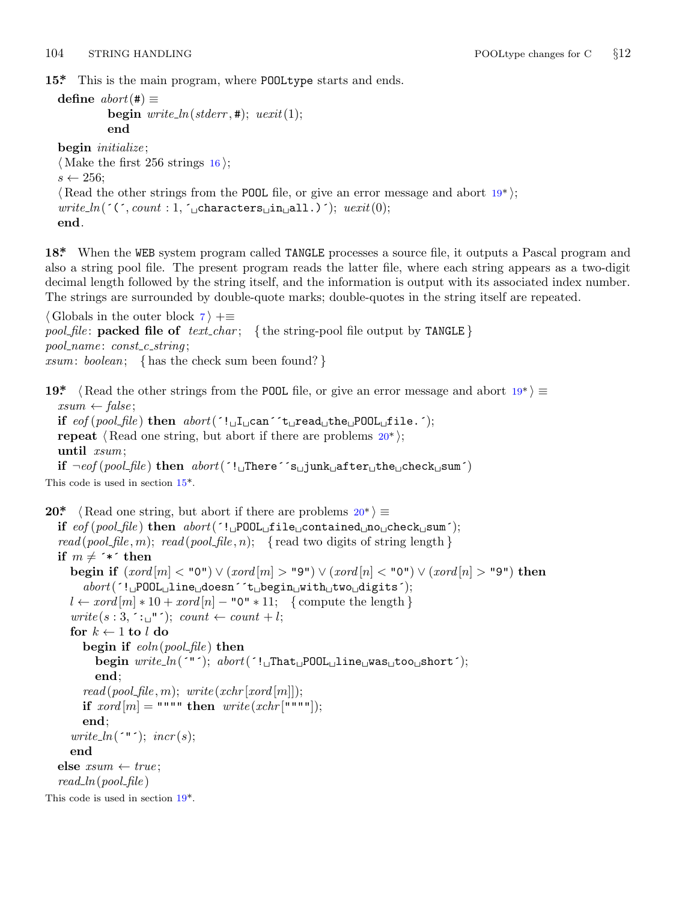**15\*** This is the main program, where POOLtype starts and ends.

```
define abort(#) ≡
        begin write_ln(stderr, #); uexit(1);
        end

begin initialize;
⟨Make the first 256 strings 16⟩;
s ← 256;
⟨Read the other strings from the POOL file, or give an error message and abort 19*⟩;
write_ln('(', count : 1, ' characters in all.)'); uexit(0);
end.
```

**18\*** When the WEB system program called TANGLE processes a source file, it outputs a Pascal program and also a string pool file. The present program reads the latter file, where each string appears as a two-digit decimal length followed by the string itself, and the information is output with its associated index number. The strings are surrounded by double-quote marks; double-quotes in the string itself are repeated.

```
⟨Globals in the outer block 7⟩ +≡
pool_file: packed file of text_char;  { the string-pool file output by TANGLE }
pool_name: const_c_string;
xsum: boolean;  { has the check sum been found? }
```

**19\*** ⟨Read the other strings from the POOL file, or give an error message and abort 19\*⟩ ≡

```
xsum ← false;
if eof(pool_file) then abort('! I can''t read the POOL file.');
repeat ⟨Read one string, but abort if there are problems 20*⟩;
until xsum;
if ¬eof(pool_file) then abort('! There''s junk after the check sum')
```

This code is used in section 15\*.

**20\*** ⟨Read one string, but abort if there are problems 20\*⟩ ≡

```
if eof(pool_file) then abort('! POOL file contained no check sum');
read(pool_file, m); read(pool_file, n);  { read two digits of string length }
if m ≠ '*' then
  begin if (xord[m] < "0") ∨ (xord[m] > "9") ∨ (xord[n] < "0") ∨ (xord[n] > "9") then
    abort('! POOL line doesn''t begin with two digits');
  l ← xord[m] * 10 + xord[n] − "0" * 11;  { compute the length }
  write(s : 3, ': "'); count ← count + l;
  for k ← 1 to l do
    begin if eoln(pool_file) then
      begin write_ln('"'); abort('! That POOL line was too short');
      end;
    read(pool_file, m); write(xchr[xord[m]]);
    if xord[m] = """" then write(xchr[""""]);
    end;
  write_ln('"'); incr(s);
  end
else xsum ← true;
read_ln(pool_file)
```

This code is used in section 19\*.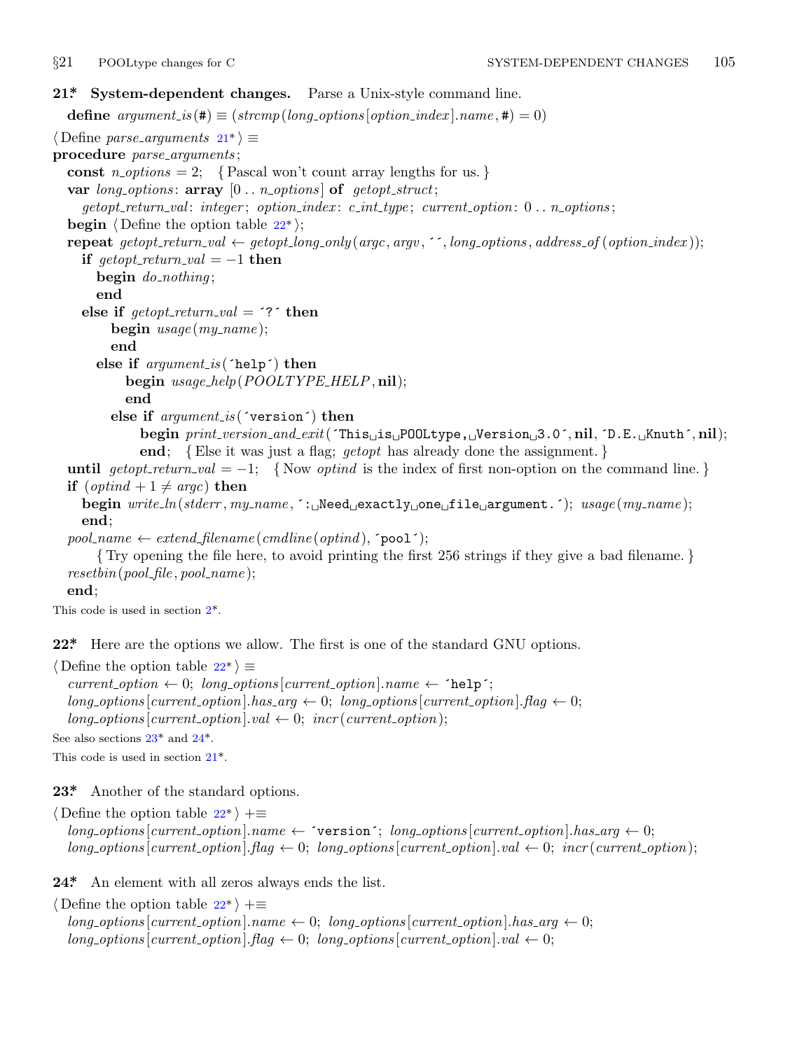**21\*. System-dependent changes.** Parse a Unix-style command line.

```
define argument_is(#) ≡ (strcmp(long_options[option_index].name, #) = 0)
⟨ Define parse_arguments 21* ⟩ ≡
procedure parse_arguments;
  const n_options = 2;   { Pascal won't count array lengths for us. }
  var long_options: array [0 .. n_options] of getopt_struct;
    getopt_return_val: integer; option_index: c_int_type; current_option: 0 .. n_options;
  begin ⟨ Define the option table 22* ⟩;
  repeat getopt_return_val ← getopt_long_only(argc, argv, ´´, long_options, address_of(option_index));
    if getopt_return_val = −1 then
      begin do_nothing;
      end
    else if getopt_return_val = ´?´ then
        begin usage(my_name);
        end
      else if argument_is(´help´) then
          begin usage_help(POOLTYPE_HELP, nil);
          end
        else if argument_is(´version´) then
            begin print_version_and_exit(´This is POOLtype, Version 3.0´, nil, ´D.E. Knuth´, nil);
            end;   { Else it was just a flag; getopt has already done the assignment. }
  until getopt_return_val = −1;   { Now optind is the index of first non-option on the command line. }
  if (optind + 1 ≠ argc) then
    begin write_ln(stderr, my_name, ´: Need exactly one file argument.´); usage(my_name);
    end;
  pool_name ← extend_filename(cmdline(optind), ´pool´);
      { Try opening the file here, to avoid printing the first 256 strings if they give a bad filename. }
  resetbin(pool_file, pool_name);
  end;
```

This code is used in section 2\*.

**22\*.** Here are the options we allow. The first is one of the standard GNU options.

```
⟨ Define the option table 22* ⟩ ≡
  current_option ← 0; long_options[current_option].name ← ´help´;
  long_options[current_option].has_arg ← 0; long_options[current_option].flag ← 0;
  long_options[current_option].val ← 0; incr(current_option);
```

See also sections 23\* and 24\*.

This code is used in section 21\*.

**23\*.** Another of the standard options.

```
⟨ Define the option table 22* ⟩ +≡
  long_options[current_option].name ← ´version´; long_options[current_option].has_arg ← 0;
  long_options[current_option].flag ← 0; long_options[current_option].val ← 0; incr(current_option);
```

**24\*.** An element with all zeros always ends the list.

```
⟨ Define the option table 22* ⟩ +≡
  long_options[current_option].name ← 0; long_options[current_option].has_arg ← 0;
  long_options[current_option].flag ← 0; long_options[current_option].val ← 0;
```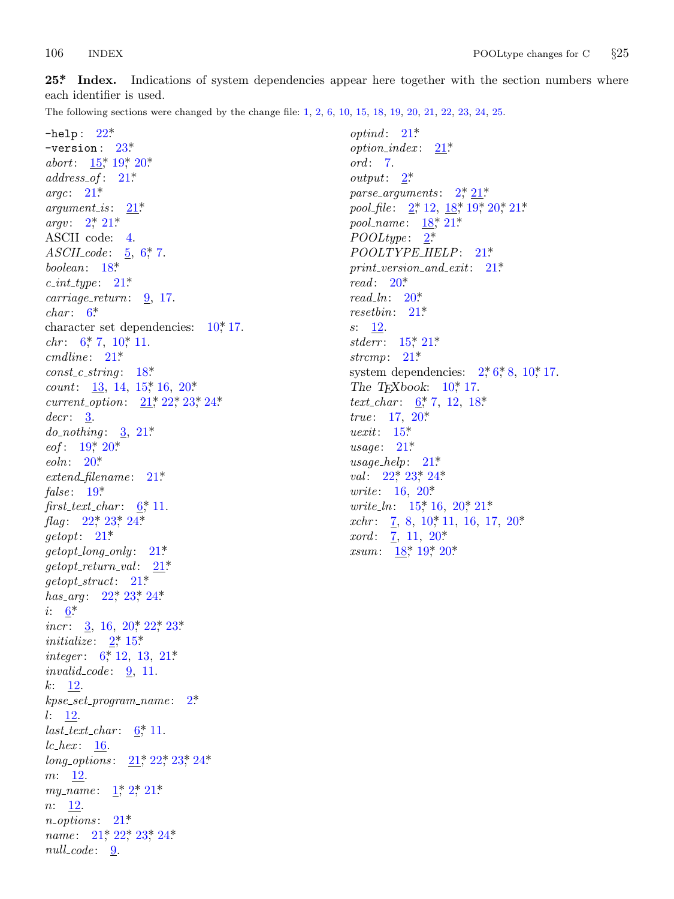**25\* Index.** Indications of system dependencies appear here together with the section numbers where each identifier is used.

The following sections were changed by the change file: 1, 2, 6, 10, 15, 18, 19, 20, 21, 22, 23, 24, 25.

`-help`: 22\*
`-version`: 23\*
*abort*: 15\*, 19\*, 20\*
*address_of*: 21\*
*argc*: 21\*
*argument_is*: 21\*
*argv*: 2\*, 21\*
ASCII code: 4.
*ASCII_code*: 5, 6\*, 7.
*boolean*: 18\*
*c_int_type*: 21\*
*carriage_return*: 9, 17.
*char*: 6\*
character set dependencies: 10\*, 17.
*chr*: 6\*, 7, 10\*, 11.
*cmdline*: 21\*
*const_c_string*: 18\*
*count*: 13, 14, 15\*, 16, 20\*
*current_option*: 21\*, 22\*, 23\*, 24\*
*decr*: 3.
*do_nothing*: 3, 21\*
*eof*: 19\*, 20\*
*eoln*: 20\*
*extend_filename*: 21\*
*false*: 19\*
*first_text_char*: 6\*, 11.
*flag*: 22\*, 23\*, 24\*
*getopt*: 21\*
*getopt_long_only*: 21\*
*getopt_return_val*: 21\*
*getopt_struct*: 21\*
*has_arg*: 22\*, 23\*, 24\*
*i*: 6\*
*incr*: 3, 16, 20\*, 22\*, 23\*
*initialize*: 2\*, 15\*
*integer*: 6\*, 12, 13, 21\*
*invalid_code*: 9, 11.
*k*: 12.
*kpse_set_program_name*: 2\*
*l*: 12.
*last_text_char*: 6\*, 11.
*lc_hex*: 16.
*long_options*: 21\*, 22\*, 23\*, 24\*
*m*: 12.
*my_name*: 1\*, 2\*, 21\*
*n*: 12.
*n_options*: 21\*
*name*: 21\*, 22\*, 23\*, 24\*
*null_code*: 9.
*optind*: 21\*
*option_index*: 21\*
*ord*: 7.
*output*: 2\*
*parse_arguments*: 2\*, 21\*
*pool_file*: 2\*, 12, 18\*, 19\*, 20\*, 21\*
*pool_name*: 18\*, 21\*
*POOLtype*: 2\*
*POOLTYPE_HELP*: 21\*
*print_version_and_exit*: 21\*
*read*: 20\*
*read_ln*: 20\*
*resetbin*: 21\*
*s*: 12.
*stderr*: 15\*, 21\*
*strcmp*: 21\*
system dependencies: 2\*, 6\*, 8, 10\*, 17.
*The TEXbook*: 10\*, 17.
*text_char*: 6\*, 7, 12, 18\*
*true*: 17, 20\*
*uexit*: 15\*
*usage*: 21\*
*usage_help*: 21\*
*val*: 22\*, 23\*, 24\*
*write*: 16, 20\*
*write_ln*: 15\*, 16, 20\*, 21\*
*xchr*: 7, 8, 10\*, 11, 16, 17, 20\*
*xord*: 7, 11, 20\*
*xsum*: 18\*, 19\*, 20\*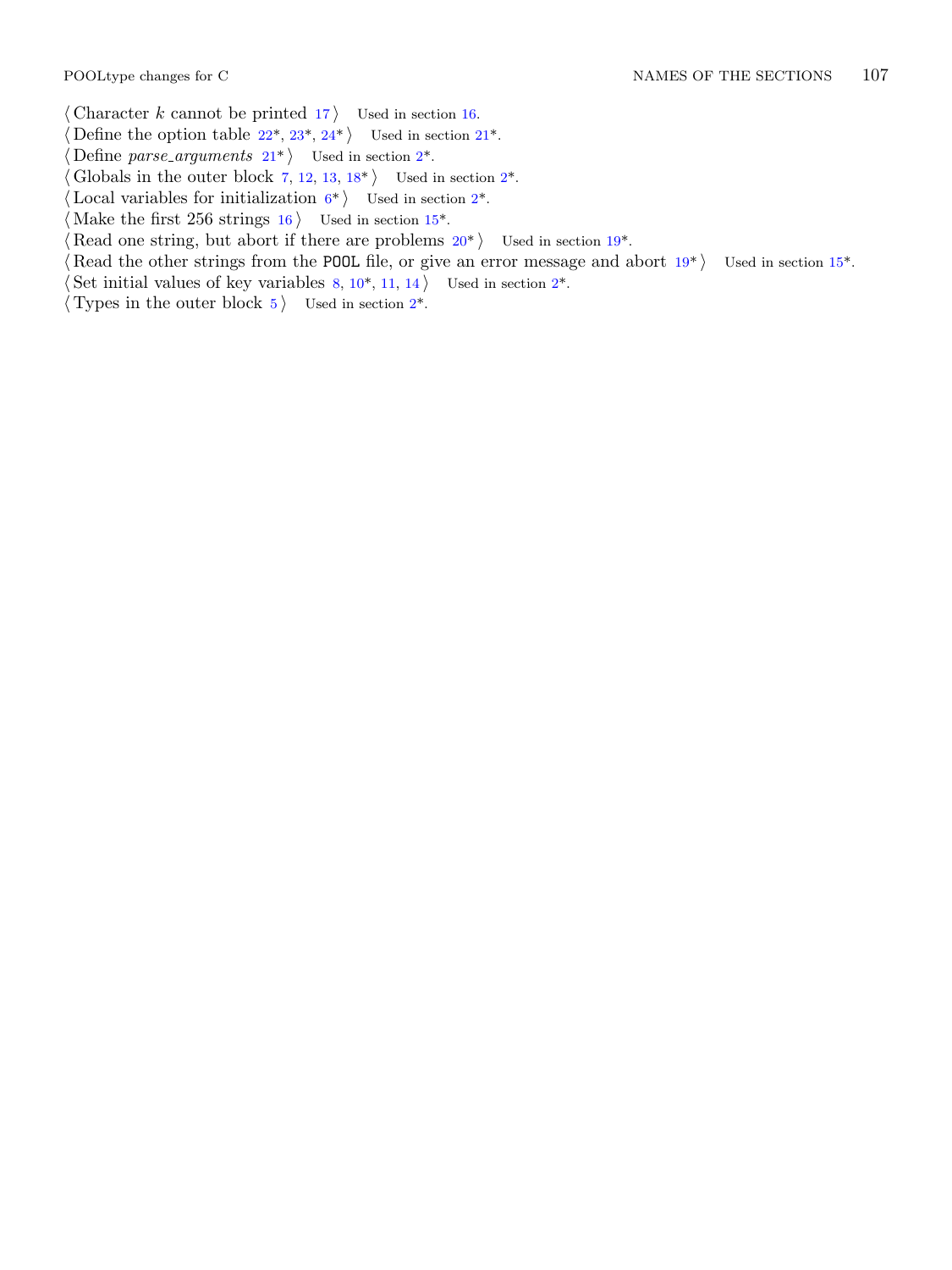⟨ Character $k$ cannot be printed 17 ⟩ Used in section 16.
⟨ Define the option table 22*, 23*, 24* ⟩ Used in section 21*.
⟨ Define *parse_arguments* 21* ⟩ Used in section 2*.
⟨ Globals in the outer block 7, 12, 13, 18* ⟩ Used in section 2*.
⟨ Local variables for initialization 6* ⟩ Used in section 2*.
⟨ Make the first 256 strings 16 ⟩ Used in section 15*.
⟨ Read one string, but abort if there are problems 20* ⟩ Used in section 19*.
⟨ Read the other strings from the `POOL` file, or give an error message and abort 19* ⟩ Used in section 15*.
⟨ Set initial values of key variables 8, 10*, 11, 14 ⟩ Used in section 2*.
⟨ Types in the outer block 5 ⟩ Used in section 2*.